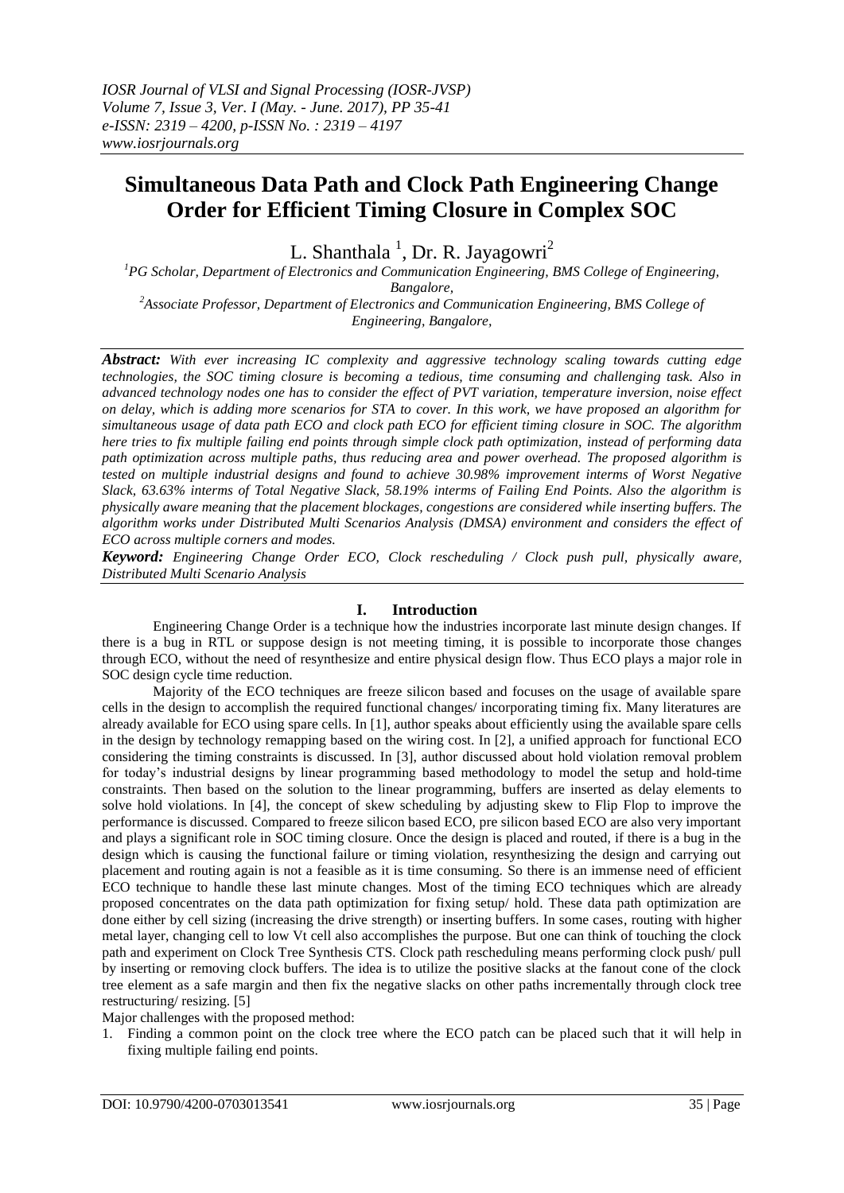# Simultaneous Data Path and Clock Path Engineering Change Order for Efficient Timing Closure in Complex SOC

L. Shanthala [1], Dr. R. Jayagowri[2]

[1]PG Scholar, Department of Electronics and Communication Engineering, BMS College of Engineering, Bangalore,

[2]Associate Professor, Department of Electronics and Communication Engineering, BMS College of Engineering, Bangalore,

***Abstract:*** *With ever increasing IC complexity and aggressive technology scaling towards cutting edge technologies, the SOC timing closure is becoming a tedious, time consuming and challenging task. Also in advanced technology nodes one has to consider the effect of PVT variation, temperature inversion, noise effect on delay, which is adding more scenarios for STA to cover. In this work, we have proposed an algorithm for simultaneous usage of data path ECO and clock path ECO for efficient timing closure in SOC. The algorithm here tries to fix multiple failing end points through simple clock path optimization, instead of performing data path optimization across multiple paths, thus reducing area and power overhead. The proposed algorithm is tested on multiple industrial designs and found to achieve 30.98% improvement interms of Worst Negative Slack, 63.63% interms of Total Negative Slack, 58.19% interms of Failing End Points. Also the algorithm is physically aware meaning that the placement blockages, congestions are considered while inserting buffers. The algorithm works under Distributed Multi Scenarios Analysis (DMSA) environment and considers the effect of ECO across multiple corners and modes.*

***Keyword:*** *Engineering Change Order ECO, Clock rescheduling / Clock push pull, physically aware, Distributed Multi Scenario Analysis*

## I. Introduction

Engineering Change Order is a technique how the industries incorporate last minute design changes. If there is a bug in RTL or suppose design is not meeting timing, it is possible to incorporate those changes through ECO, without the need of resynthesize and entire physical design flow. Thus ECO plays a major role in SOC design cycle time reduction.

Majority of the ECO techniques are freeze silicon based and focuses on the usage of available spare cells in the design to accomplish the required functional changes/ incorporating timing fix. Many literatures are already available for ECO using spare cells. In [1], author speaks about efficiently using the available spare cells in the design by technology remapping based on the wiring cost. In [2], a unified approach for functional ECO considering the timing constraints is discussed. In [3], author discussed about hold violation removal problem for today's industrial designs by linear programming based methodology to model the setup and hold-time constraints. Then based on the solution to the linear programming, buffers are inserted as delay elements to solve hold violations. In [4], the concept of skew scheduling by adjusting skew to Flip Flop to improve the performance is discussed. Compared to freeze silicon based ECO, pre silicon based ECO are also very important and plays a significant role in SOC timing closure. Once the design is placed and routed, if there is a bug in the design which is causing the functional failure or timing violation, resynthesizing the design and carrying out placement and routing again is not a feasible as it is time consuming. So there is an immense need of efficient ECO technique to handle these last minute changes. Most of the timing ECO techniques which are already proposed concentrates on the data path optimization for fixing setup/ hold. These data path optimization are done either by cell sizing (increasing the drive strength) or inserting buffers. In some cases, routing with higher metal layer, changing cell to low Vt cell also accomplishes the purpose. But one can think of touching the clock path and experiment on Clock Tree Synthesis CTS. Clock path rescheduling means performing clock push/ pull by inserting or removing clock buffers. The idea is to utilize the positive slacks at the fanout cone of the clock tree element as a safe margin and then fix the negative slacks on other paths incrementally through clock tree restructuring/ resizing. [5]

Major challenges with the proposed method:

1. Finding a common point on the clock tree where the ECO patch can be placed such that it will help in fixing multiple failing end points.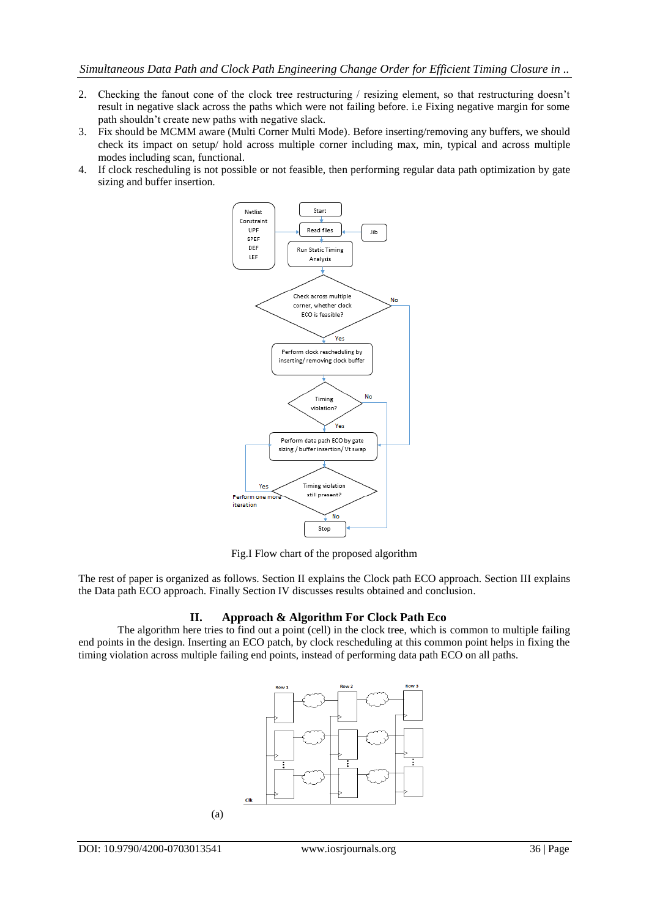2. Checking the fanout cone of the clock tree restructuring / resizing element, so that restructuring doesn't result in negative slack across the paths which were not failing before. i.e Fixing negative margin for some path shouldn't create new paths with negative slack.
3. Fix should be MCMM aware (Multi Corner Multi Mode). Before inserting/removing any buffers, we should check its impact on setup/ hold across multiple corner including max, min, typical and across multiple modes including scan, functional.
4. If clock rescheduling is not possible or not feasible, then performing regular data path optimization by gate sizing and buffer insertion.

Fig.I Flow chart of the proposed algorithm

The rest of paper is organized as follows. Section II explains the Clock path ECO approach. Section III explains the Data path ECO approach. Finally Section IV discusses results obtained and conclusion.

## II. Approach & Algorithm For Clock Path Eco

The algorithm here tries to find out a point (cell) in the clock tree, which is common to multiple failing end points in the design. Inserting an ECO patch, by clock rescheduling at this common point helps in fixing the timing violation across multiple failing end points, instead of performing data path ECO on all paths.

(a)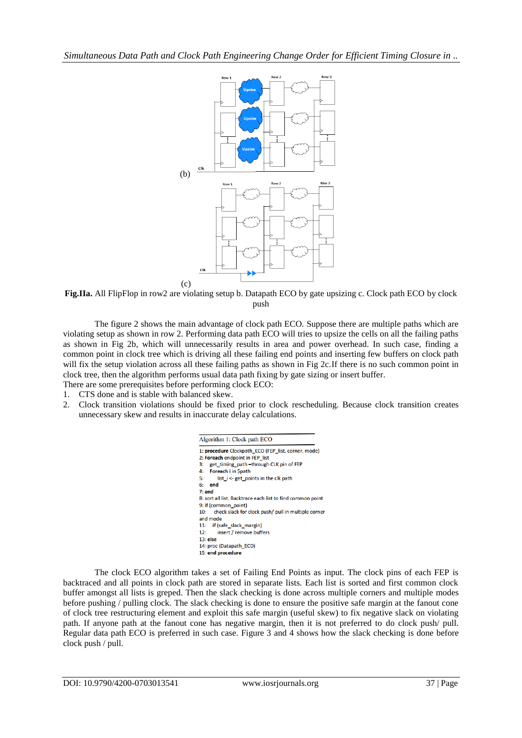(b)

(c)

**Fig.IIa.** All FlipFlop in row2 are violating setup b. Datapath ECO by gate upsizing c. Clock path ECO by clock push

The figure 2 shows the main advantage of clock path ECO. Suppose there are multiple paths which are violating setup as shown in row 2. Performing data path ECO will tries to upsize the cells on all the failing paths as shown in Fig 2b, which will unnecessarily results in area and power overhead. In such case, finding a common point in clock tree which is driving all these failing end points and inserting few buffers on clock path will fix the setup violation across all these failing paths as shown in Fig 2c.If there is no such common point in clock tree, then the algorithm performs usual data path fixing by gate sizing or insert buffer.

There are some prerequisites before performing clock ECO:

1. CTS done and is stable with balanced skew.
2. Clock transition violations should be fixed prior to clock rescheduling. Because clock transition creates unnecessary skew and results in inaccurate delay calculations.

```
Algorithm 1: Clock path ECO
1: procedure Clockpath_ECO (FEP_list, corner, mode)
2: Foreach endpoint in FEP_list
3:   get_timing_path –through CLK pin of FEP
4:   Foreach i in $path
5:     list_i <- get_points in the clk path
6:   end
7: end
8: sort all list. Backtrace each list to find common point
9: if (common_point)
10:   check slack for clock push/ pull in multiple corner
and mode
11:   if (safe_slack_margin)
12:     insert / remove buffers
13: else
14: proc (Datapath_ECO)
15: end procedure
```

The clock ECO algorithm takes a set of Failing End Points as input. The clock pins of each FEP is backtraced and all points in clock path are stored in separate lists. Each list is sorted and first common clock buffer amongst all lists is greped. Then the slack checking is done across multiple corners and multiple modes before pushing / pulling clock. The slack checking is done to ensure the positive safe margin at the fanout cone of clock tree restructuring element and exploit this safe margin (useful skew) to fix negative slack on violating path. If anyone path at the fanout cone has negative margin, then it is not preferred to do clock push/ pull. Regular data path ECO is preferred in such case. Figure 3 and 4 shows how the slack checking is done before clock push / pull.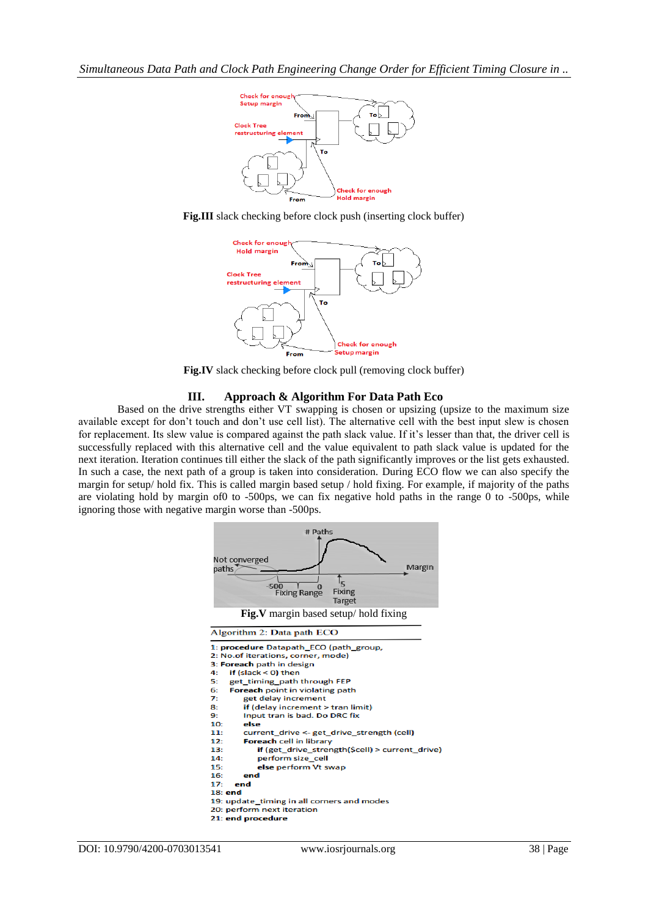**Fig.III** slack checking before clock push (inserting clock buffer)

**Fig.IV** slack checking before clock pull (removing clock buffer)

## III. Approach & Algorithm For Data Path Eco

Based on the drive strengths either VT swapping is chosen or upsizing (upsize to the maximum size available except for don't touch and don't use cell list). The alternative cell with the best input slew is chosen for replacement. Its slew value is compared against the path slack value. If it's lesser than that, the driver cell is successfully replaced with this alternative cell and the value equivalent to path slack value is updated for the next iteration. Iteration continues till either the slack of the path significantly improves or the list gets exhausted. In such a case, the next path of a group is taken into consideration. During ECO flow we can also specify the margin for setup/ hold fix. This is called margin based setup / hold fixing. For example, if majority of the paths are violating hold by margin of0 to -500ps, we can fix negative hold paths in the range 0 to -500ps, while ignoring those with negative margin worse than -500ps.

**Fig.V** margin based setup/ hold fixing

Algorithm 2: Data path ECO

```
1: procedure Datapath_ECO (path_group,
2: No.of iterations, corner, mode)
3: Foreach path in design
4:     if (slack < 0) then
5:     get_timing_path through FEP
6:     Foreach point in violating path
7:         get delay increment
8:         if (delay increment > tran limit)
9:         Input tran is bad. Do DRC fix
10:        else
11:        current_drive <- get_drive_strength (cell)
12:        Foreach cell in library
13:            if (get_drive_strength($cell) > current_drive)
14:            perform size_cell
15:            else perform Vt swap
16:        end
17:    end
18: end
19: update_timing in all corners and modes
20: perform next iteration
21: end procedure
```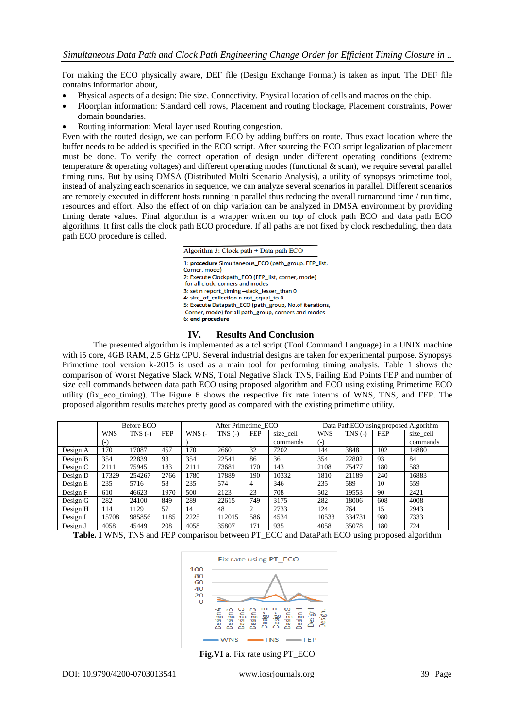For making the ECO physically aware, DEF file (Design Exchange Format) is taken as input. The DEF file contains information about,

- Physical aspects of a design: Die size, Connectivity, Physical location of cells and macros on the chip.
- Floorplan information: Standard cell rows, Placement and routing blockage, Placement constraints, Power domain boundaries.
- Routing information: Metal layer used Routing congestion.

Even with the routed design, we can perform ECO by adding buffers on route. Thus exact location where the buffer needs to be added is specified in the ECO script. After sourcing the ECO script legalization of placement must be done. To verify the correct operation of design under different operating conditions (extreme temperature & operating voltages) and different operating modes (functional & scan), we require several parallel timing runs. But by using DMSA (Distributed Multi Scenario Analysis), a utility of synopsys primetime tool, instead of analyzing each scenarios in sequence, we can analyze several scenarios in parallel. Different scenarios are remotely executed in different hosts running in parallel thus reducing the overall turnaround time / run time, resources and effort. Also the effect of on chip variation can be analyzed in DMSA environment by providing timing derate values. Final algorithm is a wrapper written on top of clock path ECO and data path ECO algorithms. It first calls the clock path ECO procedure. If all paths are not fixed by clock rescheduling, then data path ECO procedure is called.

Algorithm 3: Clock path + Data path ECO

1: **procedure** Simultaneous_ECO (path_group, FEP_list, Corner, mode)
2: Execute Clockpath_ECO (FEP_list, corner, mode) for all clock, corners and modes
3: set n report_timing –slack_lesser_than 0
4: size_of_collection n not_equal_to 0
5: Execute Datapath_ECO (path_group, No.of iterations, Corner, mode) for all path_group, corners and modes
6: **end procedure**

## IV. Results And Conclusion

The presented algorithm is implemented as a tcl script (Tool Command Language) in a UNIX machine with i5 core, 4GB RAM, 2.5 GHz CPU. Several industrial designs are taken for experimental purpose. Synopsys Primetime tool version k-2015 is used as a main tool for performing timing analysis. Table 1 shows the comparison of Worst Negative Slack WNS, Total Negative Slack TNS, Failing End Points FEP and number of size cell commands between data path ECO using proposed algorithm and ECO using existing Primetime ECO utility (fix_eco_timing). The Figure 6 shows the respective fix rate interms of WNS, TNS, and FEP. The proposed algorithm results matches pretty good as compared with the existing primetime utility.

| | Before ECO | | | After Primetime_ECO | | | | Data PathECO using proposed Algorithm | | | |
|---|---|---|---|---|---|---|---|---|---|---|---|
| | WNS (-) | TNS (-) | FEP | WNS (-) | TNS (-) | FEP | size_cell commands | WNS (-) | TNS (-) | FEP | size_cell commands |
| Design A | 170 | 17087 | 457 | 170 | 2660 | 32 | 7202 | 144 | 3848 | 102 | 14880 |
| Design B | 354 | 22839 | 93 | 354 | 22541 | 86 | 36 | 354 | 22802 | 93 | 84 |
| Design C | 2111 | 75945 | 183 | 2111 | 73681 | 170 | 143 | 2108 | 75477 | 180 | 583 |
| Design D | 17329 | 254267 | 2766 | 1780 | 17889 | 190 | 10332 | 1810 | 21189 | 240 | 16883 |
| Design E | 235 | 5716 | 58 | 235 | 574 | 4 | 346 | 235 | 589 | 10 | 559 |
| Design F | 610 | 46623 | 1970 | 500 | 2123 | 23 | 708 | 502 | 19553 | 90 | 2421 |
| Design G | 282 | 24100 | 849 | 289 | 22615 | 749 | 3175 | 282 | 18006 | 608 | 4008 |
| Design H | 114 | 1129 | 57 | 14 | 48 | 2 | 2733 | 124 | 764 | 15 | 2943 |
| Design I | 15708 | 985856 | 1185 | 2225 | 112015 | 586 | 4534 | 10533 | 334731 | 980 | 7333 |
| Design J | 4058 | 45449 | 208 | 4058 | 35807 | 171 | 935 | 4058 | 35078 | 180 | 724 |

**Table. I** WNS, TNS and FEP comparison between PT_ECO and DataPath ECO using proposed algorithm

**Fig.VI** a. Fix rate using PT_ECO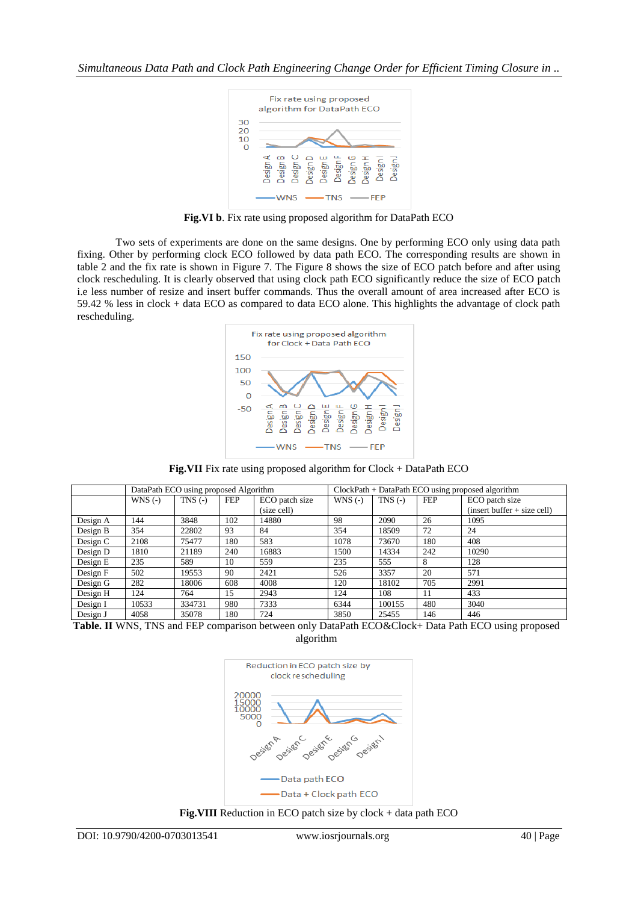**Fig.VI b**. Fix rate using proposed algorithm for DataPath ECO

Two sets of experiments are done on the same designs. One by performing ECO only using data path fixing. Other by performing clock ECO followed by data path ECO. The corresponding results are shown in table 2 and the fix rate is shown in Figure 7. The Figure 8 shows the size of ECO patch before and after using clock rescheduling. It is clearly observed that using clock path ECO significantly reduce the size of ECO patch i.e less number of resize and insert buffer commands. Thus the overall amount of area increased after ECO is 59.42 % less in clock + data ECO as compared to data ECO alone. This highlights the advantage of clock path rescheduling.

**Fig.VII** Fix rate using proposed algorithm for Clock + DataPath ECO

| | DataPath ECO using proposed Algorithm | | | | ClockPath + DataPath ECO using proposed algorithm | | | |
|---|---|---|---|---|---|---|---|---|
| | WNS (-) | TNS (-) | FEP | ECO patch size (size cell) | WNS (-) | TNS (-) | FEP | ECO patch size (insert buffer + size cell) |
| Design A | 144 | 3848 | 102 | 14880 | 98 | 2090 | 26 | 1095 |
| Design B | 354 | 22802 | 93 | 84 | 354 | 18509 | 72 | 24 |
| Design C | 2108 | 75477 | 180 | 583 | 1078 | 73670 | 180 | 408 |
| Design D | 1810 | 21189 | 240 | 16883 | 1500 | 14334 | 242 | 10290 |
| Design E | 235 | 589 | 10 | 559 | 235 | 555 | 8 | 128 |
| Design F | 502 | 19553 | 90 | 2421 | 526 | 3357 | 20 | 571 |
| Design G | 282 | 18006 | 608 | 4008 | 120 | 18102 | 705 | 2991 |
| Design H | 124 | 764 | 15 | 2943 | 124 | 108 | 11 | 433 |
| Design I | 10533 | 334731 | 980 | 7333 | 6344 | 100155 | 480 | 3040 |
| Design J | 4058 | 35078 | 180 | 724 | 3850 | 25455 | 146 | 446 |

**Table. II** WNS, TNS and FEP comparison between only DataPath ECO&Clock+ Data Path ECO using proposed algorithm

**Fig.VIII** Reduction in ECO patch size by clock + data path ECO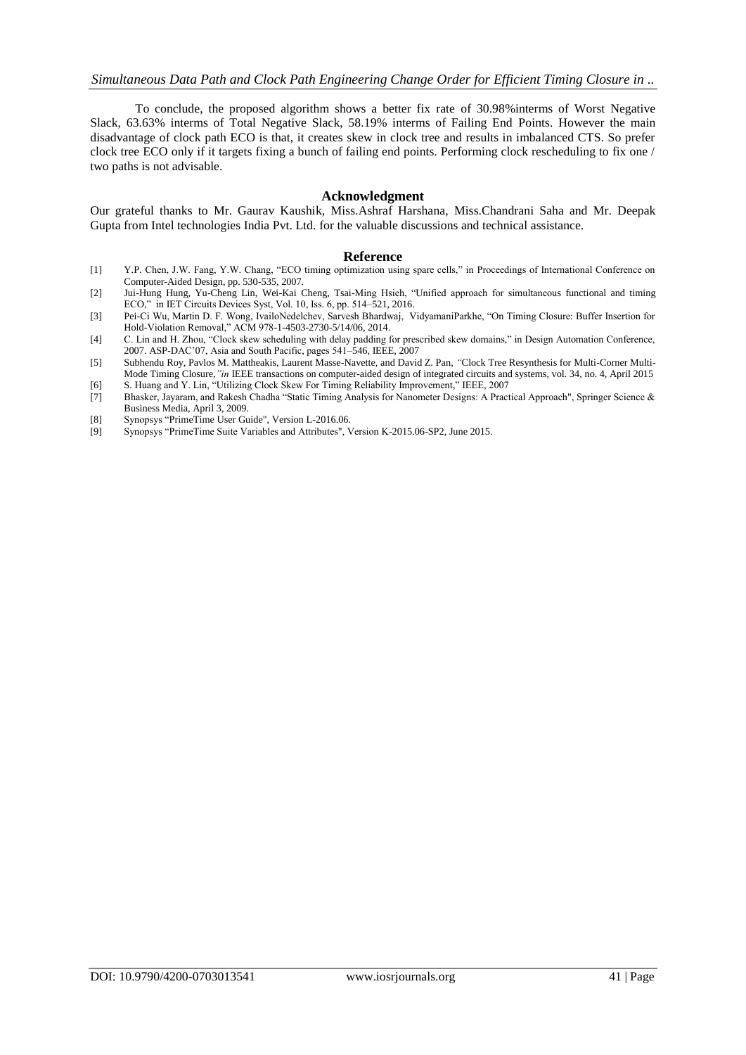To conclude, the proposed algorithm shows a better fix rate of 30.98%interms of Worst Negative Slack, 63.63% interms of Total Negative Slack, 58.19% interms of Failing End Points. However the main disadvantage of clock path ECO is that, it creates skew in clock tree and results in imbalanced CTS. So prefer clock tree ECO only if it targets fixing a bunch of failing end points. Performing clock rescheduling to fix one / two paths is not advisable.

## Acknowledgment

Our grateful thanks to Mr. Gaurav Kaushik, Miss.Ashraf Harshana, Miss.Chandrani Saha and Mr. Deepak Gupta from Intel technologies India Pvt. Ltd. for the valuable discussions and technical assistance.

## Reference

[1] Y.P. Chen, J.W. Fang, Y.W. Chang, "ECO timing optimization using spare cells," in Proceedings of International Conference on Computer-Aided Design, pp. 530-535, 2007.

[2] Jui-Hung Hung, Yu-Cheng Lin, Wei-Kai Cheng, Tsai-Ming Hsieh, "Unified approach for simultaneous functional and timing ECO," in IET Circuits Devices Syst, Vol. 10, Iss. 6, pp. 514–521, 2016.

[3] Pei-Ci Wu, Martin D. F. Wong, IvailoNedelchev, Sarvesh Bhardwaj, VidyamaniParkhe, "On Timing Closure: Buffer Insertion for Hold-Violation Removal," ACM 978-1-4503-2730-5/14/06, 2014.

[4] C. Lin and H. Zhou, "Clock skew scheduling with delay padding for prescribed skew domains," in Design Automation Conference, 2007. ASP-DAC'07, Asia and South Pacific, pages 541–546, IEEE, 2007

[5] Subhendu Roy, Pavlos M. Mattheakis, Laurent Masse-Navette, and David Z. Pan, *"*Clock Tree Resynthesis for Multi-Corner Multi-Mode Timing Closure,*"in* IEEE transactions on computer-aided design of integrated circuits and systems, vol. 34, no. 4, April 2015

[6] S. Huang and Y. Lin, "Utilizing Clock Skew For Timing Reliability Improvement," IEEE, 2007

[7] Bhasker, Jayaram, and Rakesh Chadha "Static Timing Analysis for Nanometer Designs: A Practical Approach", Springer Science & Business Media, April 3, 2009.

[8] Synopsys "PrimeTime User Guide", Version L-2016.06.

[9] Synopsys "PrimeTime Suite Variables and Attributes", Version K-2015.06-SP2, June 2015.